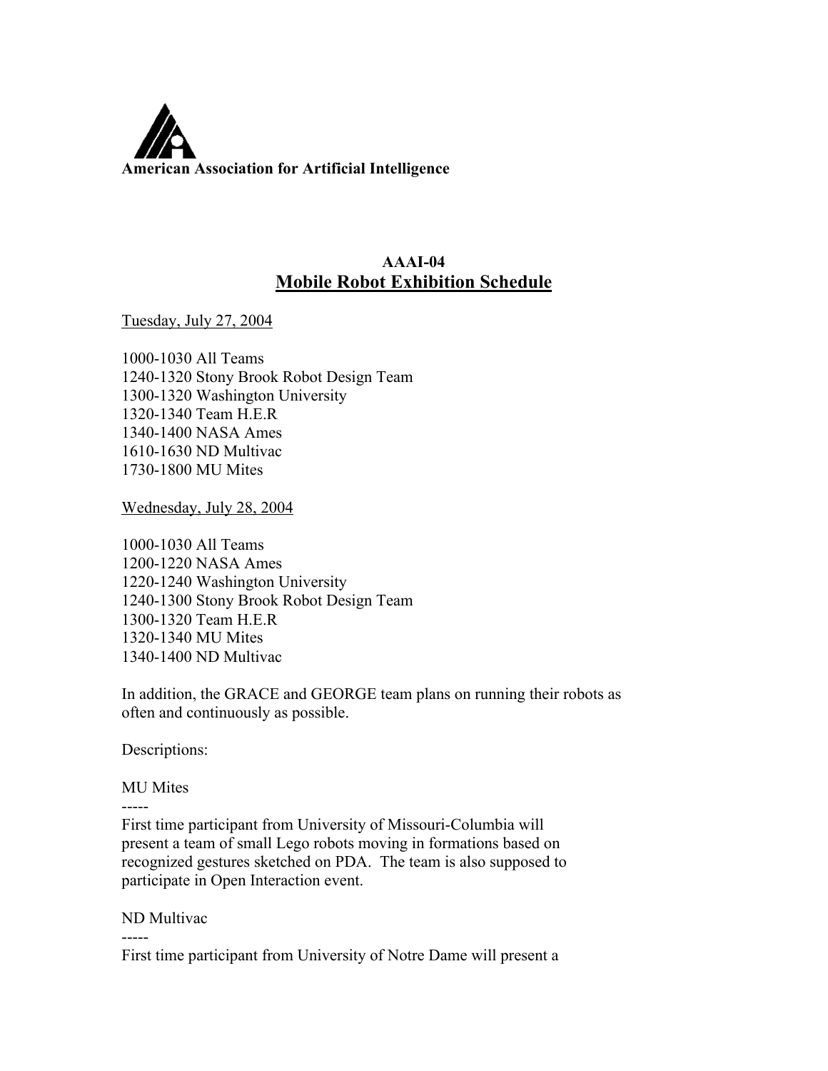**American Association for Artificial Intelligence**

**AAAI-04**

## Mobile Robot Exhibition Schedule

Tuesday, July 27, 2004

1000-1030 All Teams
1240-1320 Stony Brook Robot Design Team
1300-1320 Washington University
1320-1340 Team H.E.R
1340-1400 NASA Ames
1610-1630 ND Multivac
1730-1800 MU Mites

Wednesday, July 28, 2004

1000-1030 All Teams
1200-1220 NASA Ames
1220-1240 Washington University
1240-1300 Stony Brook Robot Design Team
1300-1320 Team H.E.R
1320-1340 MU Mites
1340-1400 ND Multivac

In addition, the GRACE and GEORGE team plans on running their robots as often and continuously as possible.

Descriptions:

MU Mites
-----
First time participant from University of Missouri-Columbia will present a team of small Lego robots moving in formations based on recognized gestures sketched on PDA. The team is also supposed to participate in Open Interaction event.

ND Multivac
-----
First time participant from University of Notre Dame will present a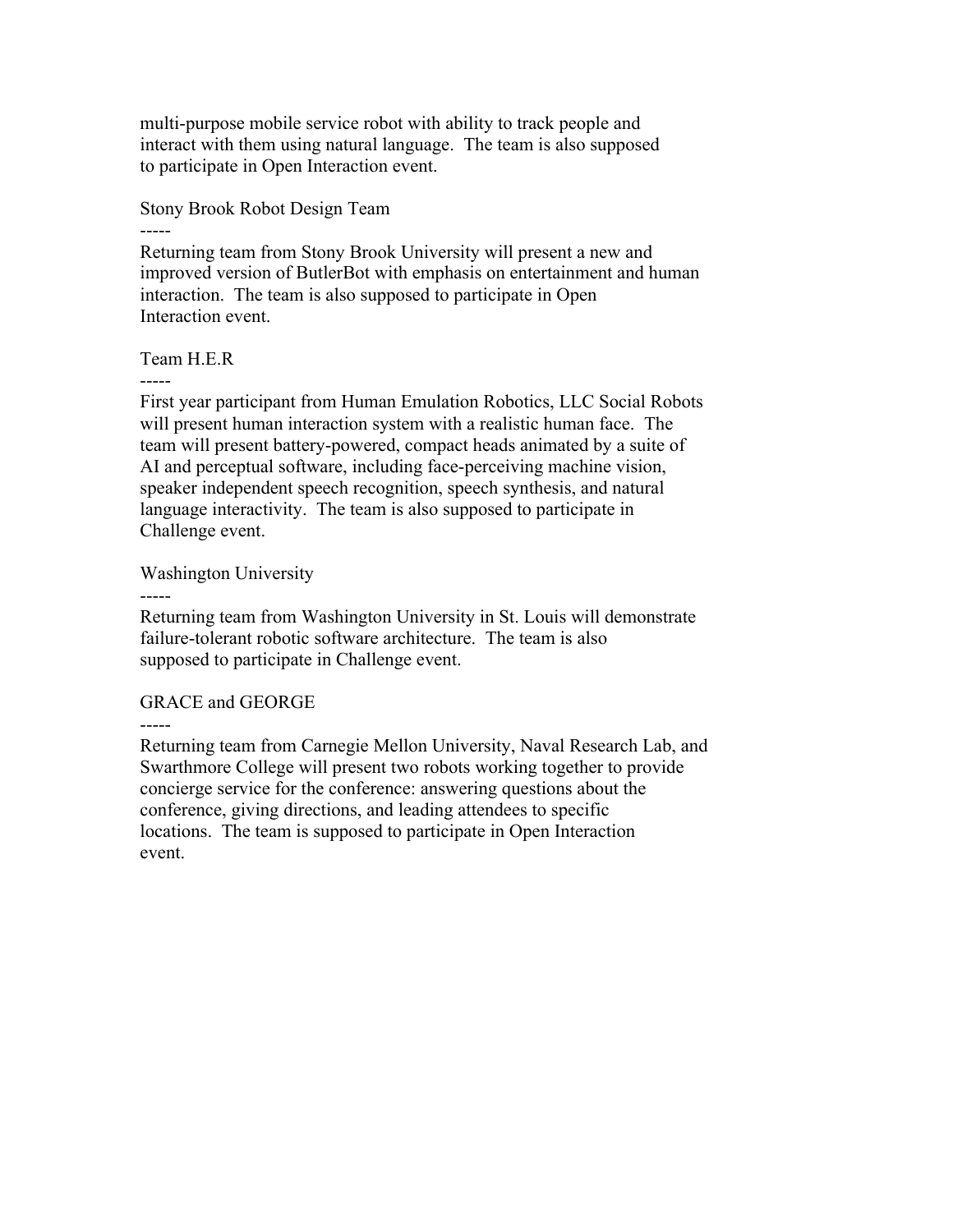multi-purpose mobile service robot with ability to track people and interact with them using natural language. The team is also supposed to participate in Open Interaction event.

Stony Brook Robot Design Team

-----

Returning team from Stony Brook University will present a new and improved version of ButlerBot with emphasis on entertainment and human interaction. The team is also supposed to participate in Open Interaction event.

Team H.E.R

-----

First year participant from Human Emulation Robotics, LLC Social Robots will present human interaction system with a realistic human face. The team will present battery-powered, compact heads animated by a suite of AI and perceptual software, including face-perceiving machine vision, speaker independent speech recognition, speech synthesis, and natural language interactivity. The team is also supposed to participate in Challenge event.

Washington University

-----

Returning team from Washington University in St. Louis will demonstrate failure-tolerant robotic software architecture. The team is also supposed to participate in Challenge event.

GRACE and GEORGE

-----

Returning team from Carnegie Mellon University, Naval Research Lab, and Swarthmore College will present two robots working together to provide concierge service for the conference: answering questions about the conference, giving directions, and leading attendees to specific locations. The team is supposed to participate in Open Interaction event.